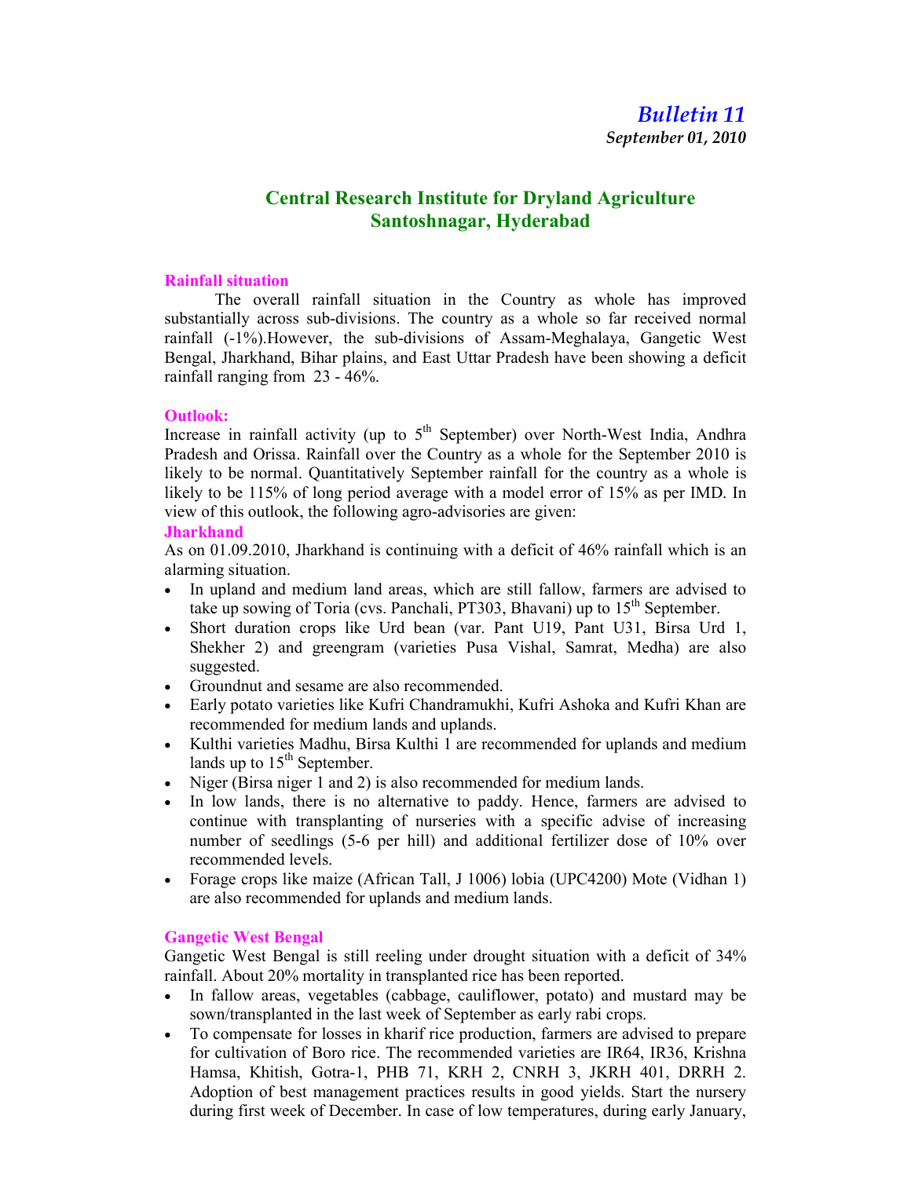*Bulletin 11*

***September 01, 2010***

## Central Research Institute for Dryland Agriculture
## Santoshnagar, Hyderabad

### Rainfall situation

The overall rainfall situation in the Country as whole has improved substantially across sub-divisions. The country as a whole so far received normal rainfall (-1%).However, the sub-divisions of Assam-Meghalaya, Gangetic West Bengal, Jharkhand, Bihar plains, and East Uttar Pradesh have been showing a deficit rainfall ranging from 23 - 46%.

### Outlook:

Increase in rainfall activity (up to 5th September) over North-West India, Andhra Pradesh and Orissa. Rainfall over the Country as a whole for the September 2010 is likely to be normal. Quantitatively September rainfall for the country as a whole is likely to be 115% of long period average with a model error of 15% as per IMD. In view of this outlook, the following agro-advisories are given:

### Jharkhand

As on 01.09.2010, Jharkhand is continuing with a deficit of 46% rainfall which is an alarming situation.

- In upland and medium land areas, which are still fallow, farmers are advised to take up sowing of Toria (cvs. Panchali, PT303, Bhavani) up to 15th September.
- Short duration crops like Urd bean (var. Pant U19, Pant U31, Birsa Urd 1, Shekher 2) and greengram (varieties Pusa Vishal, Samrat, Medha) are also suggested.
- Groundnut and sesame are also recommended.
- Early potato varieties like Kufri Chandramukhi, Kufri Ashoka and Kufri Khan are recommended for medium lands and uplands.
- Kulthi varieties Madhu, Birsa Kulthi 1 are recommended for uplands and medium lands up to 15th September.
- Niger (Birsa niger 1 and 2) is also recommended for medium lands.
- In low lands, there is no alternative to paddy. Hence, farmers are advised to continue with transplanting of nurseries with a specific advise of increasing number of seedlings (5-6 per hill) and additional fertilizer dose of 10% over recommended levels.
- Forage crops like maize (African Tall, J 1006) lobia (UPC4200) Mote (Vidhan 1) are also recommended for uplands and medium lands.

### Gangetic West Bengal

Gangetic West Bengal is still reeling under drought situation with a deficit of 34% rainfall. About 20% mortality in transplanted rice has been reported.

- In fallow areas, vegetables (cabbage, cauliflower, potato) and mustard may be sown/transplanted in the last week of September as early rabi crops.
- To compensate for losses in kharif rice production, farmers are advised to prepare for cultivation of Boro rice. The recommended varieties are IR64, IR36, Krishna Hamsa, Khitish, Gotra-1, PHB 71, KRH 2, CNRH 3, JKRH 401, DRRH 2. Adoption of best management practices results in good yields. Start the nursery during first week of December. In case of low temperatures, during early January,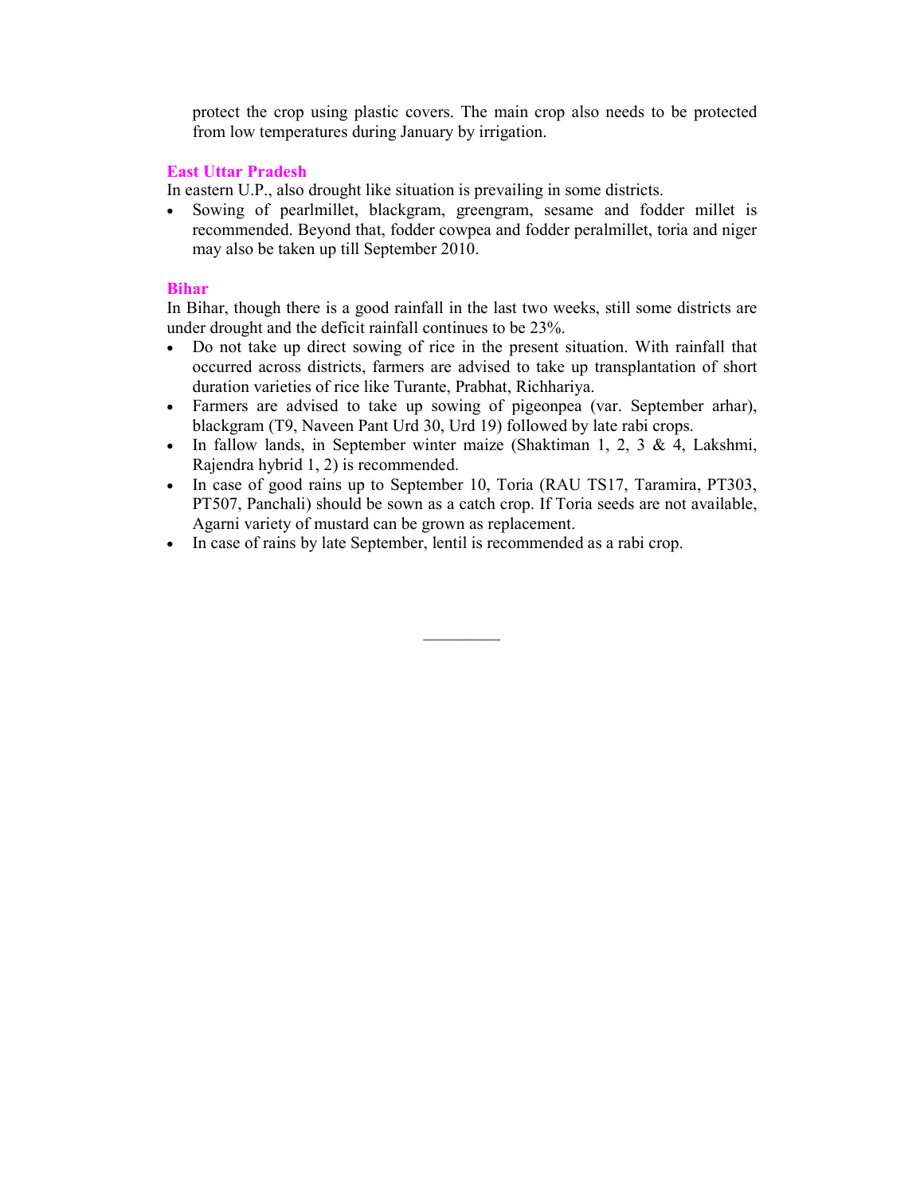protect the crop using plastic covers. The main crop also needs to be protected from low temperatures during January by irrigation.

### East Uttar Pradesh

In eastern U.P., also drought like situation is prevailing in some districts.

- Sowing of pearlmillet, blackgram, greengram, sesame and fodder millet is recommended. Beyond that, fodder cowpea and fodder peralmillet, toria and niger may also be taken up till September 2010.

### Bihar

In Bihar, though there is a good rainfall in the last two weeks, still some districts are under drought and the deficit rainfall continues to be 23%.

- Do not take up direct sowing of rice in the present situation. With rainfall that occurred across districts, farmers are advised to take up transplantation of short duration varieties of rice like Turante, Prabhat, Richhariya.
- Farmers are advised to take up sowing of pigeonpea (var. September arhar), blackgram (T9, Naveen Pant Urd 30, Urd 19) followed by late rabi crops.
- In fallow lands, in September winter maize (Shaktiman 1, 2, 3 & 4, Lakshmi, Rajendra hybrid 1, 2) is recommended.
- In case of good rains up to September 10, Toria (RAU TS17, Taramira, PT303, PT507, Panchali) should be sown as a catch crop. If Toria seeds are not available, Agarni variety of mustard can be grown as replacement.
- In case of rains by late September, lentil is recommended as a rabi crop.

---